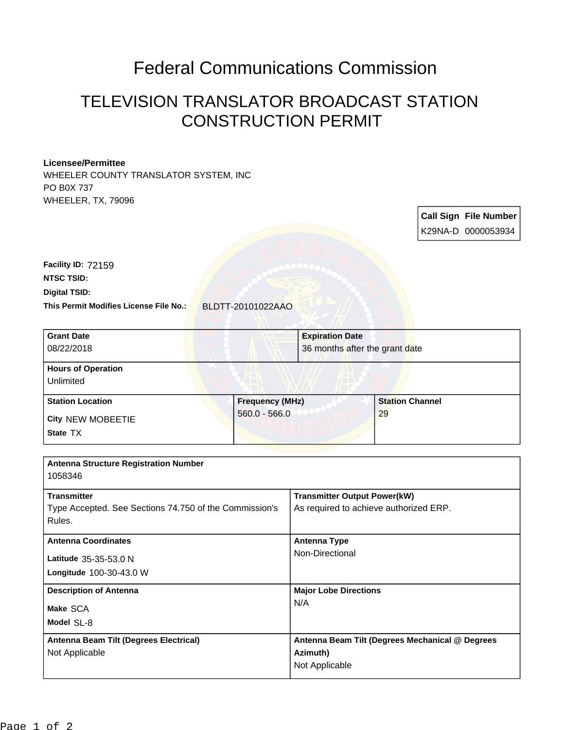# Federal Communications Commission

## TELEVISION TRANSLATOR BROADCAST STATION CONSTRUCTION PERMIT

**Licensee/Permittee**
WHEELER COUNTY TRANSLATOR SYSTEM, INC
PO B0X 737
WHEELER, TX, 79096

| Call Sign | File Number |
|---|---|
| K29NA-D | 0000053934 |

**Facility ID:** 72159
**NTSC TSID:**
**Digital TSID:**
**This Permit Modifies License File No.:** BLDTT-20101022AAO

| Grant Date | Expiration Date |
|---|---|
| 08/22/2018 | 36 months after the grant date |

**Hours of Operation**
Unlimited

| Station Location | Frequency (MHz) | Station Channel |
|---|---|---|
| City NEW MOBEETIE<br>State TX | 560.0 - 566.0 | 29 |

**Antenna Structure Registration Number**
1058346

| Transmitter | Transmitter Output Power(kW) |
|---|---|
| Type Accepted. See Sections 74.750 of the Commission's Rules. | As required to achieve authorized ERP. |

| Antenna Coordinates | Antenna Type |
|---|---|
| Latitude 35-35-53.0 N<br>Longitude 100-30-43.0 W | Non-Directional |

| Description of Antenna | Major Lobe Directions |
|---|---|
| Make SCA<br>Model SL-8 | N/A |

| Antenna Beam Tilt (Degrees Electrical) | Antenna Beam Tilt (Degrees Mechanical @ Degrees Azimuth) |
|---|---|
| Not Applicable | Not Applicable |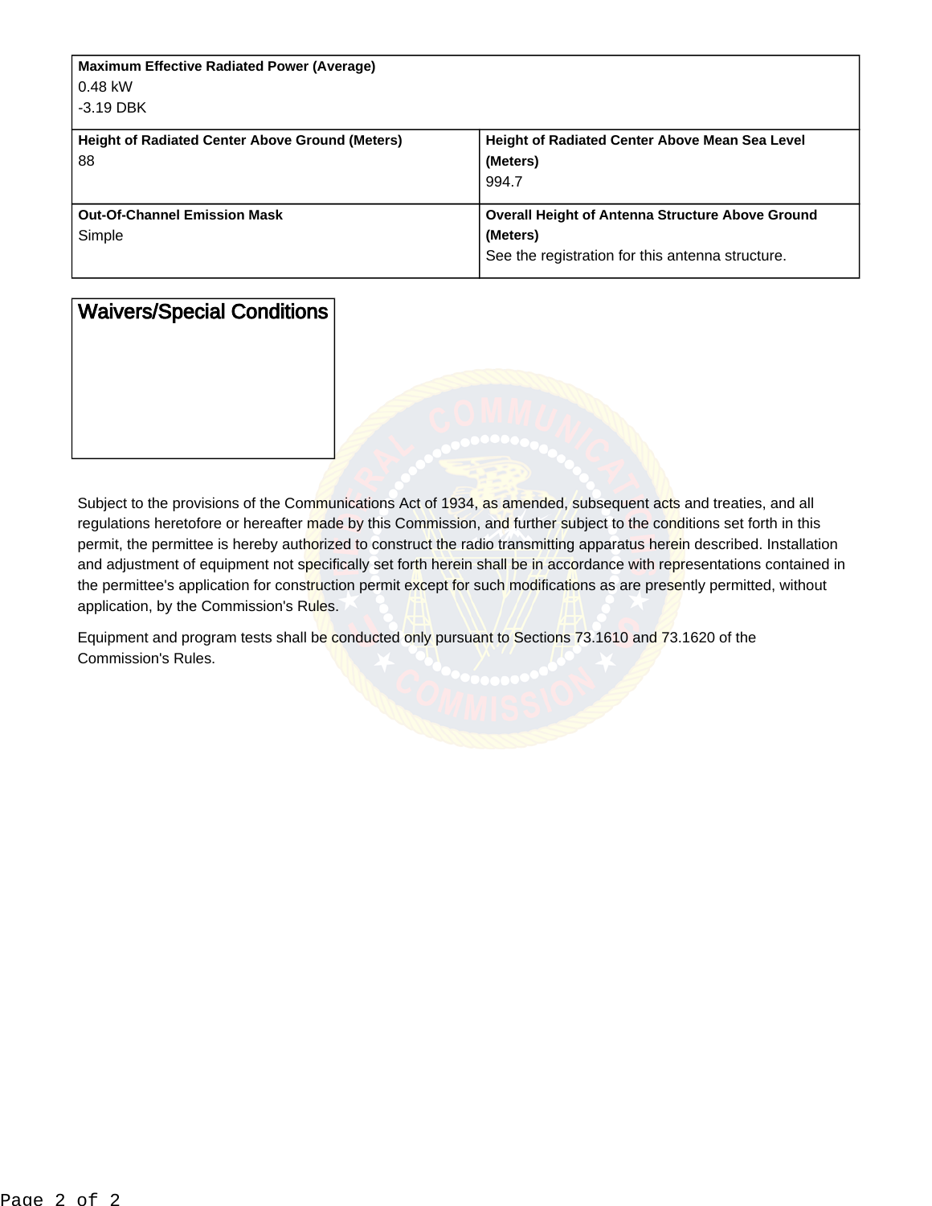| | |
|---|---|
| **Maximum Effective Radiated Power (Average)**<br>0.48 kW<br>-3.19 DBK | |
| **Height of Radiated Center Above Ground (Meters)**<br>88 | **Height of Radiated Center Above Mean Sea Level (Meters)**<br>994.7 |
| **Out-Of-Channel Emission Mask**<br>Simple | **Overall Height of Antenna Structure Above Ground (Meters)**<br>See the registration for this antenna structure. |

## Waivers/Special Conditions

Subject to the provisions of the Communications Act of 1934, as amended, subsequent acts and treaties, and all regulations heretofore or hereafter made by this Commission, and further subject to the conditions set forth in this permit, the permittee is hereby authorized to construct the radio transmitting apparatus herein described. Installation and adjustment of equipment not specifically set forth herein shall be in accordance with representations contained in the permittee's application for construction permit except for such modifications as are presently permitted, without application, by the Commission's Rules.

Equipment and program tests shall be conducted only pursuant to Sections 73.1610 and 73.1620 of the Commission's Rules.